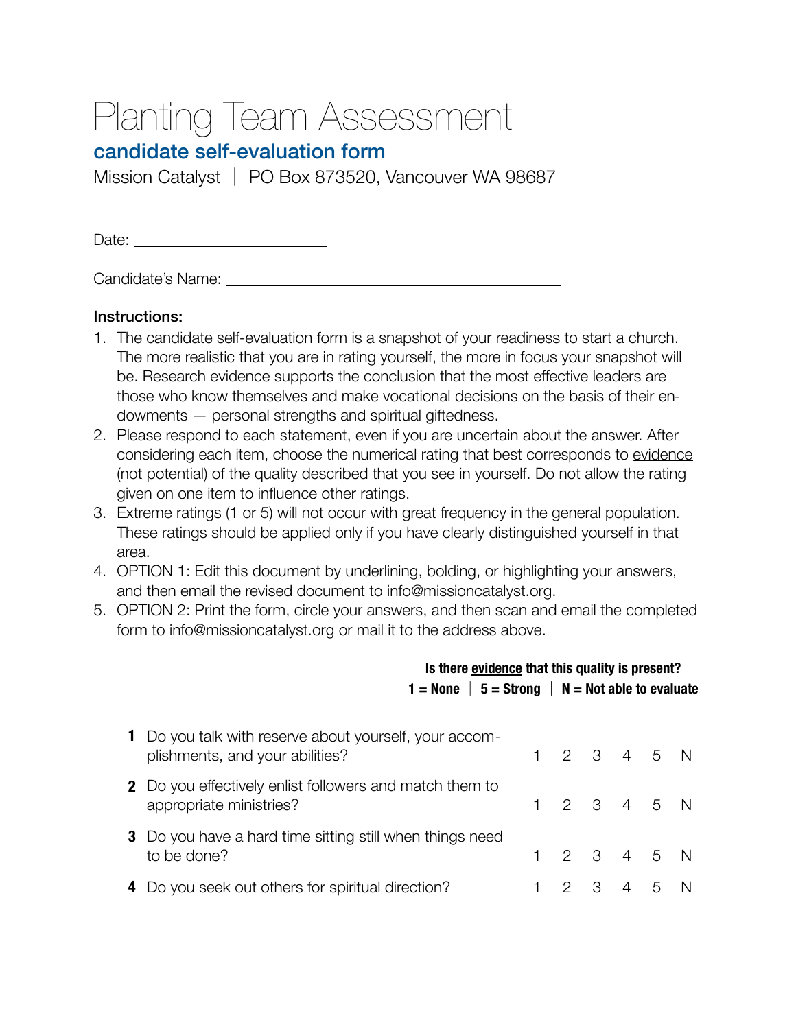# Planting Team Assessment

## candidate self-evaluation form

Mission Catalyst | PO Box 873520, Vancouver WA 98687

Date: ______________________

Candidate's Name: ________________________________________

**Instructions:**

1. The candidate self-evaluation form is a snapshot of your readiness to start a church. The more realistic that you are in rating yourself, the more in focus your snapshot will be. Research evidence supports the conclusion that the most effective leaders are those who know themselves and make vocational decisions on the basis of their endowments — personal strengths and spiritual giftedness.
2. Please respond to each statement, even if you are uncertain about the answer. After considering each item, choose the numerical rating that best corresponds to evidence (not potential) of the quality described that you see in yourself. Do not allow the rating given on one item to influence other ratings.
3. Extreme ratings (1 or 5) will not occur with great frequency in the general population. These ratings should be applied only if you have clearly distinguished yourself in that area.
4. OPTION 1: Edit this document by underlining, bolding, or highlighting your answers, and then email the revised document to info@missioncatalyst.org.
5. OPTION 2: Print the form, circle your answers, and then scan and email the completed form to info@missioncatalyst.org or mail it to the address above.

**Is there evidence that this quality is present?**
**1 = None | 5 = Strong | N = Not able to evaluate**

| # | Question | | | | | | |
|---|---|---|---|---|---|---|---|
| **1** | Do you talk with reserve about yourself, your accomplishments, and your abilities? | 1 | 2 | 3 | 4 | 5 | N |
| **2** | Do you effectively enlist followers and match them to appropriate ministries? | 1 | 2 | 3 | 4 | 5 | N |
| **3** | Do you have a hard time sitting still when things need to be done? | 1 | 2 | 3 | 4 | 5 | N |
| **4** | Do you seek out others for spiritual direction? | 1 | 2 | 3 | 4 | 5 | N |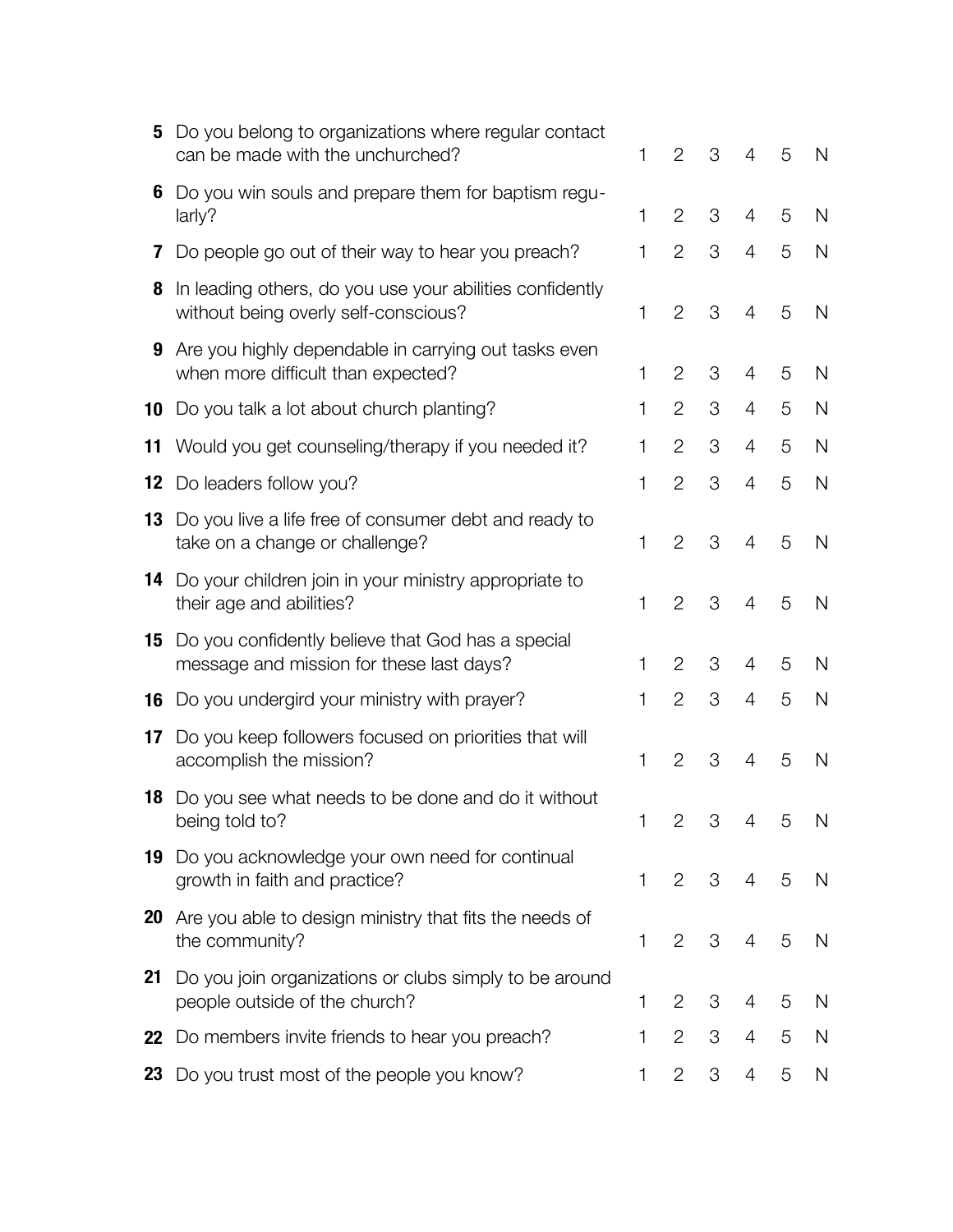| # | Question | | | | | | |
|---|---|---|---|---|---|---|---|
| **5** | Do you belong to organizations where regular contact can be made with the unchurched? | 1 | 2 | 3 | 4 | 5 | N |
| **6** | Do you win souls and prepare them for baptism regularly? | 1 | 2 | 3 | 4 | 5 | N |
| **7** | Do people go out of their way to hear you preach? | 1 | 2 | 3 | 4 | 5 | N |
| **8** | In leading others, do you use your abilities confidently without being overly self-conscious? | 1 | 2 | 3 | 4 | 5 | N |
| **9** | Are you highly dependable in carrying out tasks even when more difficult than expected? | 1 | 2 | 3 | 4 | 5 | N |
| **10** | Do you talk a lot about church planting? | 1 | 2 | 3 | 4 | 5 | N |
| **11** | Would you get counseling/therapy if you needed it? | 1 | 2 | 3 | 4 | 5 | N |
| **12** | Do leaders follow you? | 1 | 2 | 3 | 4 | 5 | N |
| **13** | Do you live a life free of consumer debt and ready to take on a change or challenge? | 1 | 2 | 3 | 4 | 5 | N |
| **14** | Do your children join in your ministry appropriate to their age and abilities? | 1 | 2 | 3 | 4 | 5 | N |
| **15** | Do you confidently believe that God has a special message and mission for these last days? | 1 | 2 | 3 | 4 | 5 | N |
| **16** | Do you undergird your ministry with prayer? | 1 | 2 | 3 | 4 | 5 | N |
| **17** | Do you keep followers focused on priorities that will accomplish the mission? | 1 | 2 | 3 | 4 | 5 | N |
| **18** | Do you see what needs to be done and do it without being told to? | 1 | 2 | 3 | 4 | 5 | N |
| **19** | Do you acknowledge your own need for continual growth in faith and practice? | 1 | 2 | 3 | 4 | 5 | N |
| **20** | Are you able to design ministry that fits the needs of the community? | 1 | 2 | 3 | 4 | 5 | N |
| **21** | Do you join organizations or clubs simply to be around people outside of the church? | 1 | 2 | 3 | 4 | 5 | N |
| **22** | Do members invite friends to hear you preach? | 1 | 2 | 3 | 4 | 5 | N |
| **23** | Do you trust most of the people you know? | 1 | 2 | 3 | 4 | 5 | N |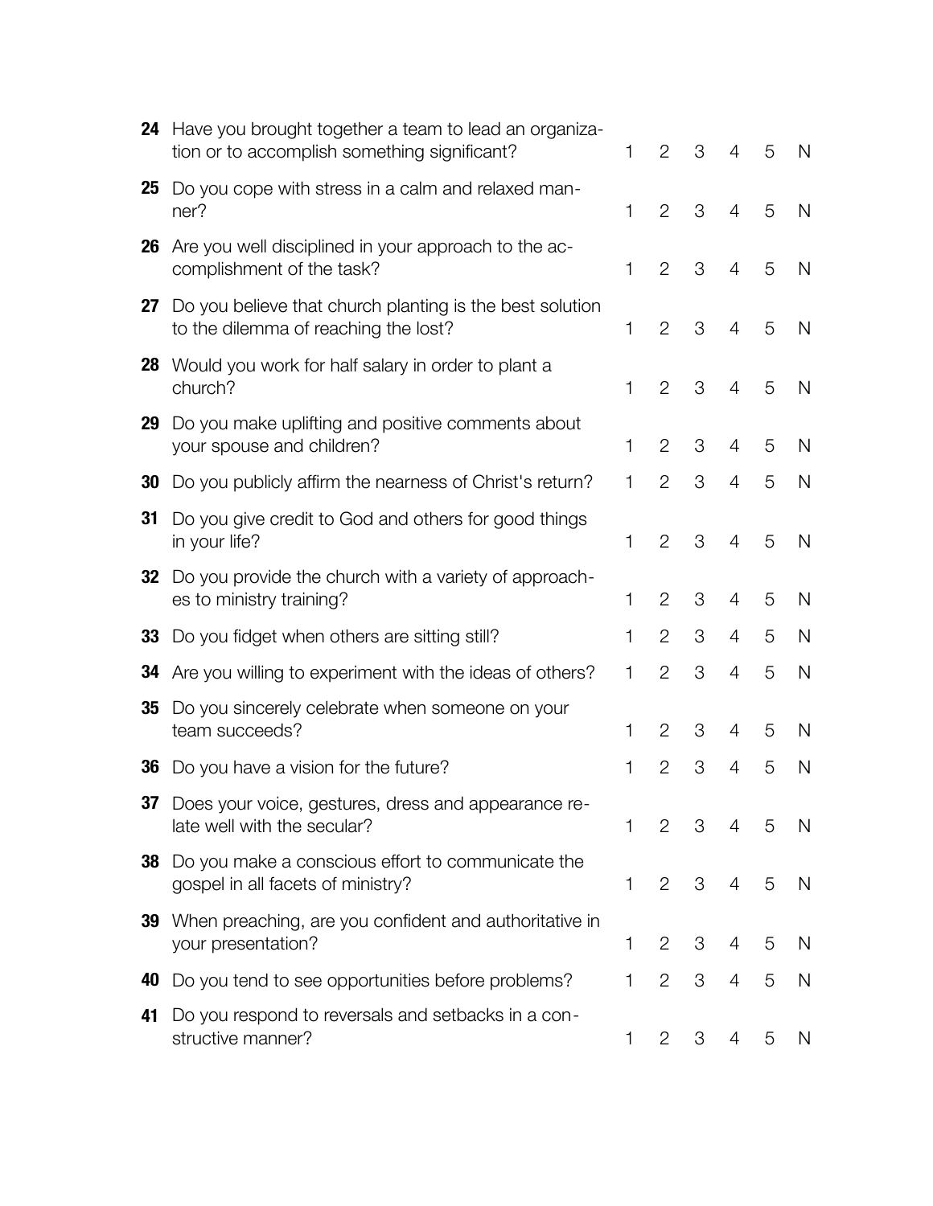| # | Question | | | | | | |
|---|---|---|---|---|---|---|---|
| **24** | Have you brought together a team to lead an organization or to accomplish something significant? | 1 | 2 | 3 | 4 | 5 | N |
| **25** | Do you cope with stress in a calm and relaxed manner? | 1 | 2 | 3 | 4 | 5 | N |
| **26** | Are you well disciplined in your approach to the accomplishment of the task? | 1 | 2 | 3 | 4 | 5 | N |
| **27** | Do you believe that church planting is the best solution to the dilemma of reaching the lost? | 1 | 2 | 3 | 4 | 5 | N |
| **28** | Would you work for half salary in order to plant a church? | 1 | 2 | 3 | 4 | 5 | N |
| **29** | Do you make uplifting and positive comments about your spouse and children? | 1 | 2 | 3 | 4 | 5 | N |
| **30** | Do you publicly affirm the nearness of Christ's return? | 1 | 2 | 3 | 4 | 5 | N |
| **31** | Do you give credit to God and others for good things in your life? | 1 | 2 | 3 | 4 | 5 | N |
| **32** | Do you provide the church with a variety of approaches to ministry training? | 1 | 2 | 3 | 4 | 5 | N |
| **33** | Do you fidget when others are sitting still? | 1 | 2 | 3 | 4 | 5 | N |
| **34** | Are you willing to experiment with the ideas of others? | 1 | 2 | 3 | 4 | 5 | N |
| **35** | Do you sincerely celebrate when someone on your team succeeds? | 1 | 2 | 3 | 4 | 5 | N |
| **36** | Do you have a vision for the future? | 1 | 2 | 3 | 4 | 5 | N |
| **37** | Does your voice, gestures, dress and appearance relate well with the secular? | 1 | 2 | 3 | 4 | 5 | N |
| **38** | Do you make a conscious effort to communicate the gospel in all facets of ministry? | 1 | 2 | 3 | 4 | 5 | N |
| **39** | When preaching, are you confident and authoritative in your presentation? | 1 | 2 | 3 | 4 | 5 | N |
| **40** | Do you tend to see opportunities before problems? | 1 | 2 | 3 | 4 | 5 | N |
| **41** | Do you respond to reversals and setbacks in a constructive manner? | 1 | 2 | 3 | 4 | 5 | N |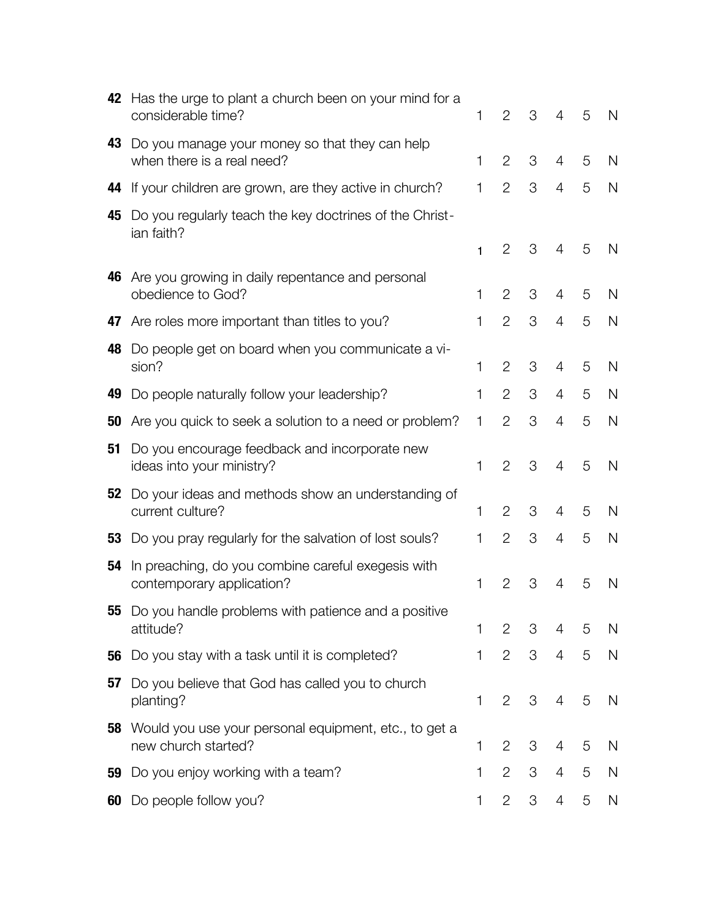| | | | | | | | |
|---|---|---|---|---|---|---|---|
| **42** | Has the urge to plant a church been on your mind for a considerable time? | 1 | 2 | 3 | 4 | 5 | N |
| **43** | Do you manage your money so that they can help when there is a real need? | 1 | 2 | 3 | 4 | 5 | N |
| **44** | If your children are grown, are they active in church? | 1 | 2 | 3 | 4 | 5 | N |
| **45** | Do you regularly teach the key doctrines of the Christian faith? | 1 | 2 | 3 | 4 | 5 | N |
| **46** | Are you growing in daily repentance and personal obedience to God? | 1 | 2 | 3 | 4 | 5 | N |
| **47** | Are roles more important than titles to you? | 1 | 2 | 3 | 4 | 5 | N |
| **48** | Do people get on board when you communicate a vision? | 1 | 2 | 3 | 4 | 5 | N |
| **49** | Do people naturally follow your leadership? | 1 | 2 | 3 | 4 | 5 | N |
| **50** | Are you quick to seek a solution to a need or problem? | 1 | 2 | 3 | 4 | 5 | N |
| **51** | Do you encourage feedback and incorporate new ideas into your ministry? | 1 | 2 | 3 | 4 | 5 | N |
| **52** | Do your ideas and methods show an understanding of current culture? | 1 | 2 | 3 | 4 | 5 | N |
| **53** | Do you pray regularly for the salvation of lost souls? | 1 | 2 | 3 | 4 | 5 | N |
| **54** | In preaching, do you combine careful exegesis with contemporary application? | 1 | 2 | 3 | 4 | 5 | N |
| **55** | Do you handle problems with patience and a positive attitude? | 1 | 2 | 3 | 4 | 5 | N |
| **56** | Do you stay with a task until it is completed? | 1 | 2 | 3 | 4 | 5 | N |
| **57** | Do you believe that God has called you to church planting? | 1 | 2 | 3 | 4 | 5 | N |
| **58** | Would you use your personal equipment, etc., to get a new church started? | 1 | 2 | 3 | 4 | 5 | N |
| **59** | Do you enjoy working with a team? | 1 | 2 | 3 | 4 | 5 | N |
| **60** | Do people follow you? | 1 | 2 | 3 | 4 | 5 | N |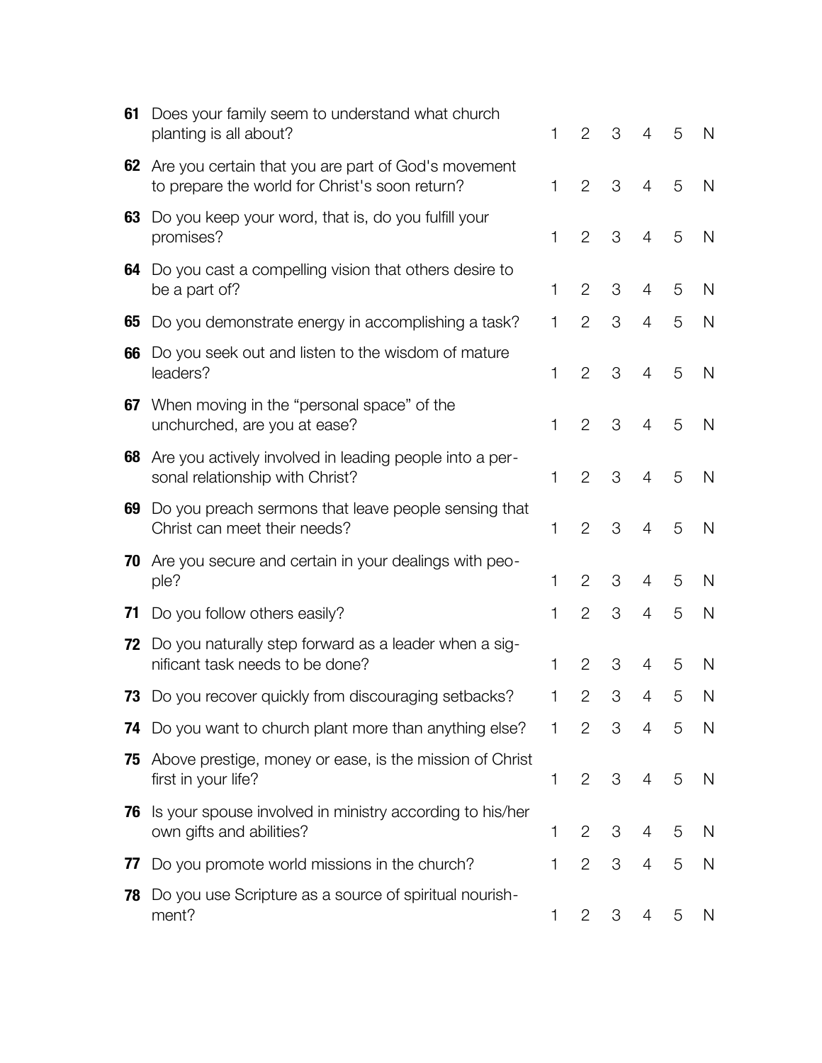| # | Question | | | | | | |
|---|---|---|---|---|---|---|---|
| **61** | Does your family seem to understand what church planting is all about? | 1 | 2 | 3 | 4 | 5 | N |
| **62** | Are you certain that you are part of God's movement to prepare the world for Christ's soon return? | 1 | 2 | 3 | 4 | 5 | N |
| **63** | Do you keep your word, that is, do you fulfill your promises? | 1 | 2 | 3 | 4 | 5 | N |
| **64** | Do you cast a compelling vision that others desire to be a part of? | 1 | 2 | 3 | 4 | 5 | N |
| **65** | Do you demonstrate energy in accomplishing a task? | 1 | 2 | 3 | 4 | 5 | N |
| **66** | Do you seek out and listen to the wisdom of mature leaders? | 1 | 2 | 3 | 4 | 5 | N |
| **67** | When moving in the "personal space" of the unchurched, are you at ease? | 1 | 2 | 3 | 4 | 5 | N |
| **68** | Are you actively involved in leading people into a personal relationship with Christ? | 1 | 2 | 3 | 4 | 5 | N |
| **69** | Do you preach sermons that leave people sensing that Christ can meet their needs? | 1 | 2 | 3 | 4 | 5 | N |
| **70** | Are you secure and certain in your dealings with people? | 1 | 2 | 3 | 4 | 5 | N |
| **71** | Do you follow others easily? | 1 | 2 | 3 | 4 | 5 | N |
| **72** | Do you naturally step forward as a leader when a significant task needs to be done? | 1 | 2 | 3 | 4 | 5 | N |
| **73** | Do you recover quickly from discouraging setbacks? | 1 | 2 | 3 | 4 | 5 | N |
| **74** | Do you want to church plant more than anything else? | 1 | 2 | 3 | 4 | 5 | N |
| **75** | Above prestige, money or ease, is the mission of Christ first in your life? | 1 | 2 | 3 | 4 | 5 | N |
| **76** | Is your spouse involved in ministry according to his/her own gifts and abilities? | 1 | 2 | 3 | 4 | 5 | N |
| **77** | Do you promote world missions in the church? | 1 | 2 | 3 | 4 | 5 | N |
| **78** | Do you use Scripture as a source of spiritual nourishment? | 1 | 2 | 3 | 4 | 5 | N |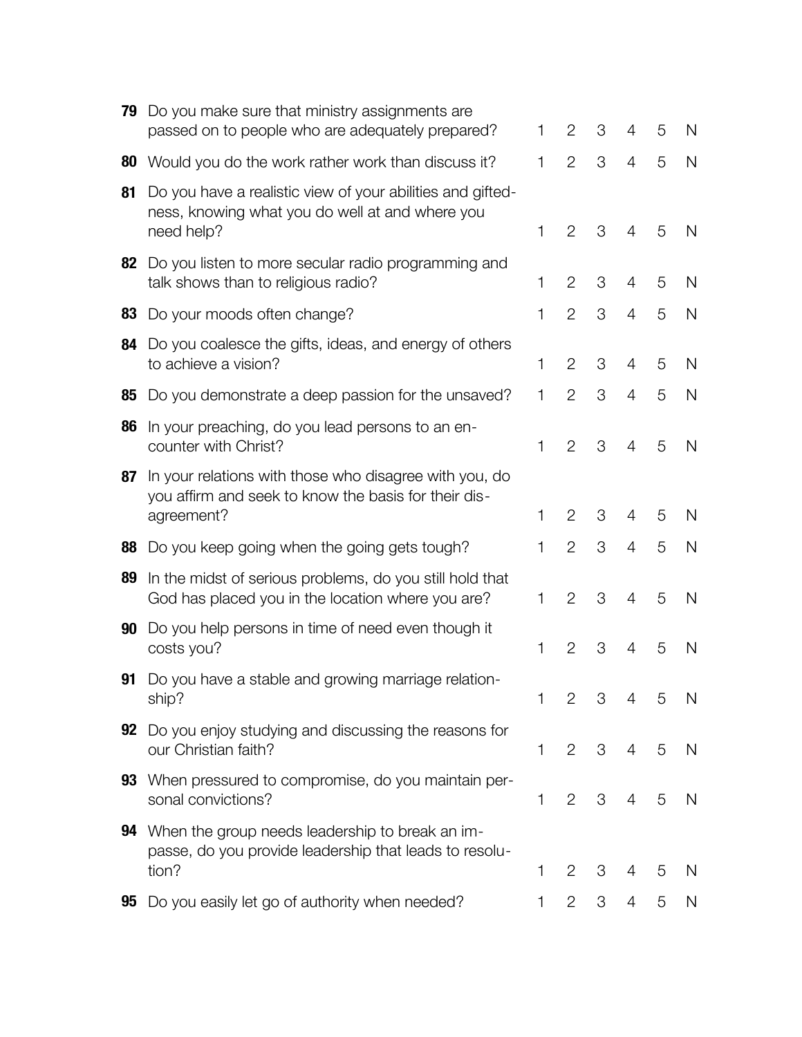| | | | | | | | |
|---|---|---|---|---|---|---|---|
| **79** | Do you make sure that ministry assignments are passed on to people who are adequately prepared? | 1 | 2 | 3 | 4 | 5 | N |
| **80** | Would you do the work rather work than discuss it? | 1 | 2 | 3 | 4 | 5 | N |
| **81** | Do you have a realistic view of your abilities and giftedness, knowing what you do well at and where you need help? | 1 | 2 | 3 | 4 | 5 | N |
| **82** | Do you listen to more secular radio programming and talk shows than to religious radio? | 1 | 2 | 3 | 4 | 5 | N |
| **83** | Do your moods often change? | 1 | 2 | 3 | 4 | 5 | N |
| **84** | Do you coalesce the gifts, ideas, and energy of others to achieve a vision? | 1 | 2 | 3 | 4 | 5 | N |
| **85** | Do you demonstrate a deep passion for the unsaved? | 1 | 2 | 3 | 4 | 5 | N |
| **86** | In your preaching, do you lead persons to an encounter with Christ? | 1 | 2 | 3 | 4 | 5 | N |
| **87** | In your relations with those who disagree with you, do you affirm and seek to know the basis for their disagreement? | 1 | 2 | 3 | 4 | 5 | N |
| **88** | Do you keep going when the going gets tough? | 1 | 2 | 3 | 4 | 5 | N |
| **89** | In the midst of serious problems, do you still hold that God has placed you in the location where you are? | 1 | 2 | 3 | 4 | 5 | N |
| **90** | Do you help persons in time of need even though it costs you? | 1 | 2 | 3 | 4 | 5 | N |
| **91** | Do you have a stable and growing marriage relationship? | 1 | 2 | 3 | 4 | 5 | N |
| **92** | Do you enjoy studying and discussing the reasons for our Christian faith? | 1 | 2 | 3 | 4 | 5 | N |
| **93** | When pressured to compromise, do you maintain personal convictions? | 1 | 2 | 3 | 4 | 5 | N |
| **94** | When the group needs leadership to break an impasse, do you provide leadership that leads to resolution? | 1 | 2 | 3 | 4 | 5 | N |
| **95** | Do you easily let go of authority when needed? | 1 | 2 | 3 | 4 | 5 | N |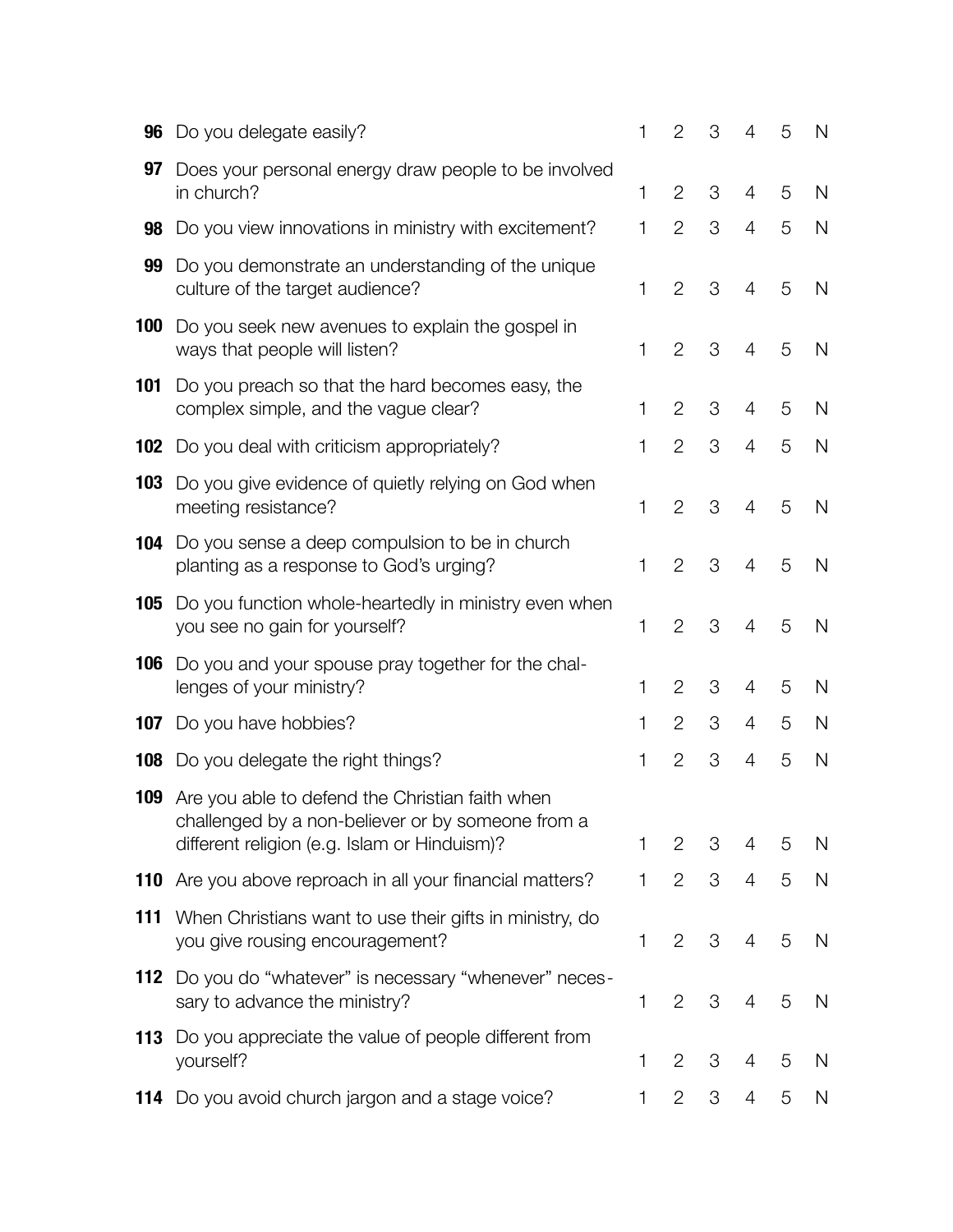| # | Question | | | | | | |
|---|---|---|---|---|---|---|---|
| **96** | Do you delegate easily? | 1 | 2 | 3 | 4 | 5 | N |
| **97** | Does your personal energy draw people to be involved in church? | 1 | 2 | 3 | 4 | 5 | N |
| **98** | Do you view innovations in ministry with excitement? | 1 | 2 | 3 | 4 | 5 | N |
| **99** | Do you demonstrate an understanding of the unique culture of the target audience? | 1 | 2 | 3 | 4 | 5 | N |
| **100** | Do you seek new avenues to explain the gospel in ways that people will listen? | 1 | 2 | 3 | 4 | 5 | N |
| **101** | Do you preach so that the hard becomes easy, the complex simple, and the vague clear? | 1 | 2 | 3 | 4 | 5 | N |
| **102** | Do you deal with criticism appropriately? | 1 | 2 | 3 | 4 | 5 | N |
| **103** | Do you give evidence of quietly relying on God when meeting resistance? | 1 | 2 | 3 | 4 | 5 | N |
| **104** | Do you sense a deep compulsion to be in church planting as a response to God's urging? | 1 | 2 | 3 | 4 | 5 | N |
| **105** | Do you function whole-heartedly in ministry even when you see no gain for yourself? | 1 | 2 | 3 | 4 | 5 | N |
| **106** | Do you and your spouse pray together for the challenges of your ministry? | 1 | 2 | 3 | 4 | 5 | N |
| **107** | Do you have hobbies? | 1 | 2 | 3 | 4 | 5 | N |
| **108** | Do you delegate the right things? | 1 | 2 | 3 | 4 | 5 | N |
| **109** | Are you able to defend the Christian faith when challenged by a non-believer or by someone from a different religion (e.g. Islam or Hinduism)? | 1 | 2 | 3 | 4 | 5 | N |
| **110** | Are you above reproach in all your financial matters? | 1 | 2 | 3 | 4 | 5 | N |
| **111** | When Christians want to use their gifts in ministry, do you give rousing encouragement? | 1 | 2 | 3 | 4 | 5 | N |
| **112** | Do you do "whatever" is necessary "whenever" necessary to advance the ministry? | 1 | 2 | 3 | 4 | 5 | N |
| **113** | Do you appreciate the value of people different from yourself? | 1 | 2 | 3 | 4 | 5 | N |
| **114** | Do you avoid church jargon and a stage voice? | 1 | 2 | 3 | 4 | 5 | N |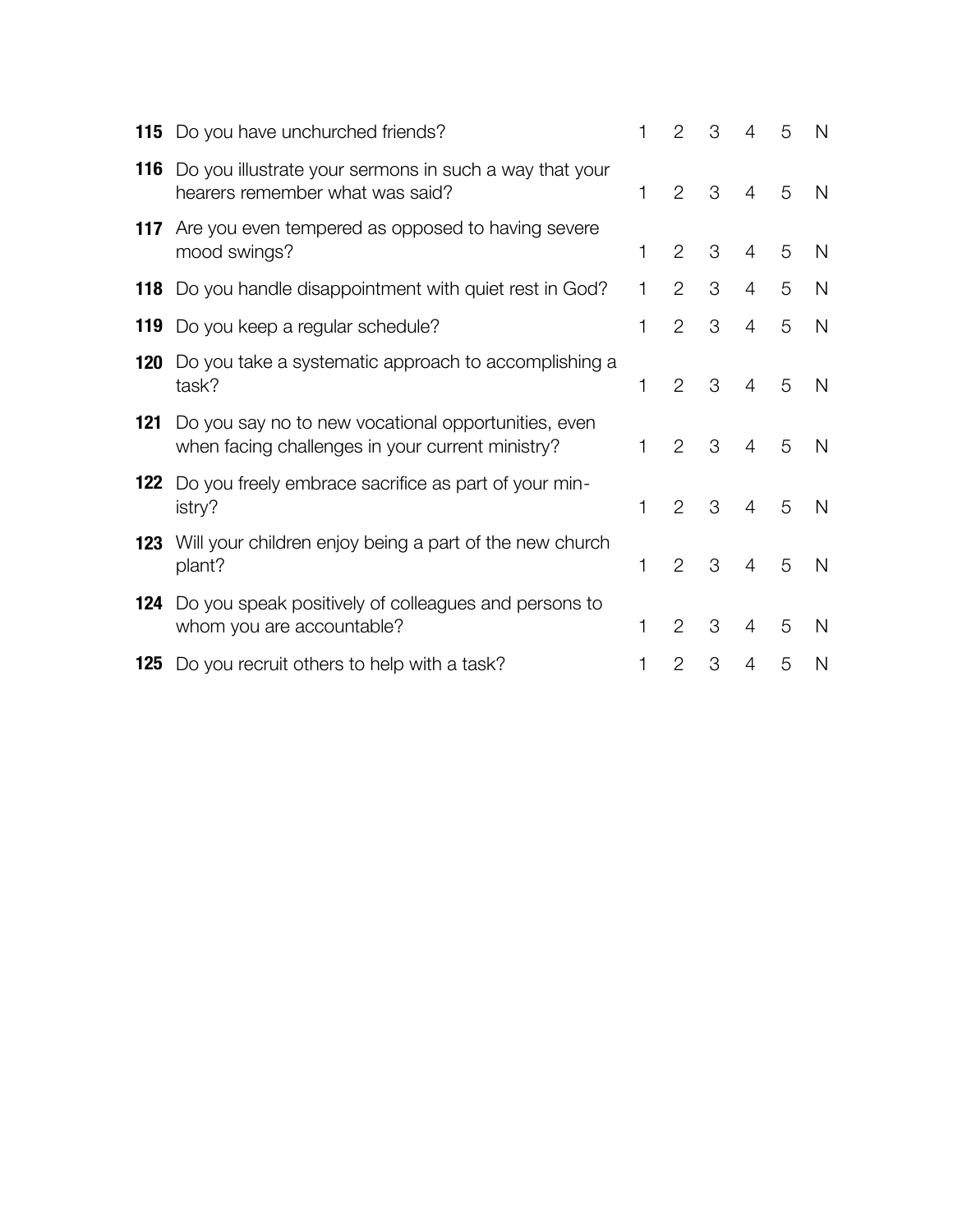| | | | | | | | |
|---|---|---|---|---|---|---|---|
| **115** | Do you have unchurched friends? | 1 | 2 | 3 | 4 | 5 | N |
| **116** | Do you illustrate your sermons in such a way that your hearers remember what was said? | 1 | 2 | 3 | 4 | 5 | N |
| **117** | Are you even tempered as opposed to having severe mood swings? | 1 | 2 | 3 | 4 | 5 | N |
| **118** | Do you handle disappointment with quiet rest in God? | 1 | 2 | 3 | 4 | 5 | N |
| **119** | Do you keep a regular schedule? | 1 | 2 | 3 | 4 | 5 | N |
| **120** | Do you take a systematic approach to accomplishing a task? | 1 | 2 | 3 | 4 | 5 | N |
| **121** | Do you say no to new vocational opportunities, even when facing challenges in your current ministry? | 1 | 2 | 3 | 4 | 5 | N |
| **122** | Do you freely embrace sacrifice as part of your ministry? | 1 | 2 | 3 | 4 | 5 | N |
| **123** | Will your children enjoy being a part of the new church plant? | 1 | 2 | 3 | 4 | 5 | N |
| **124** | Do you speak positively of colleagues and persons to whom you are accountable? | 1 | 2 | 3 | 4 | 5 | N |
| **125** | Do you recruit others to help with a task? | 1 | 2 | 3 | 4 | 5 | N |